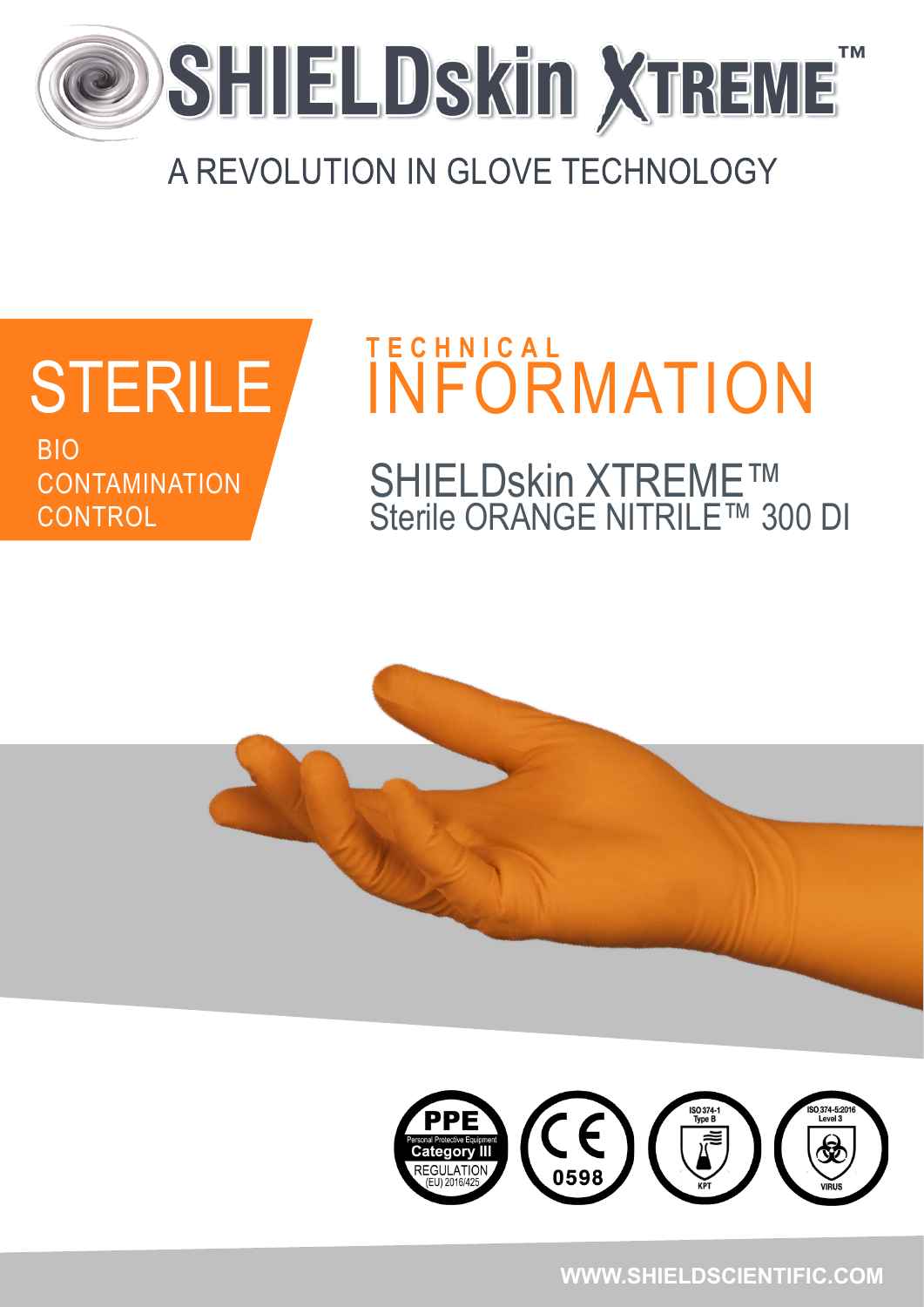# SHIELDskin XTREME™

A REVOLUTION IN GLOVE TECHNOLOGY

## STERILE

BIO CONTAMINATION CONTROL

## TECHNICAL INFORMATION

SHIELDskin XTREME™
Sterile ORANGE NITRILE™ 300 DI

PPE Personal Protective Equipment Category III REGULATION (EU) 2016/425

CE 0598

ISO 374-1 Type B KPT

ISO 374-5:2016 Level 3 VIRUS

WWW.SHIELDSCIENTIFIC.COM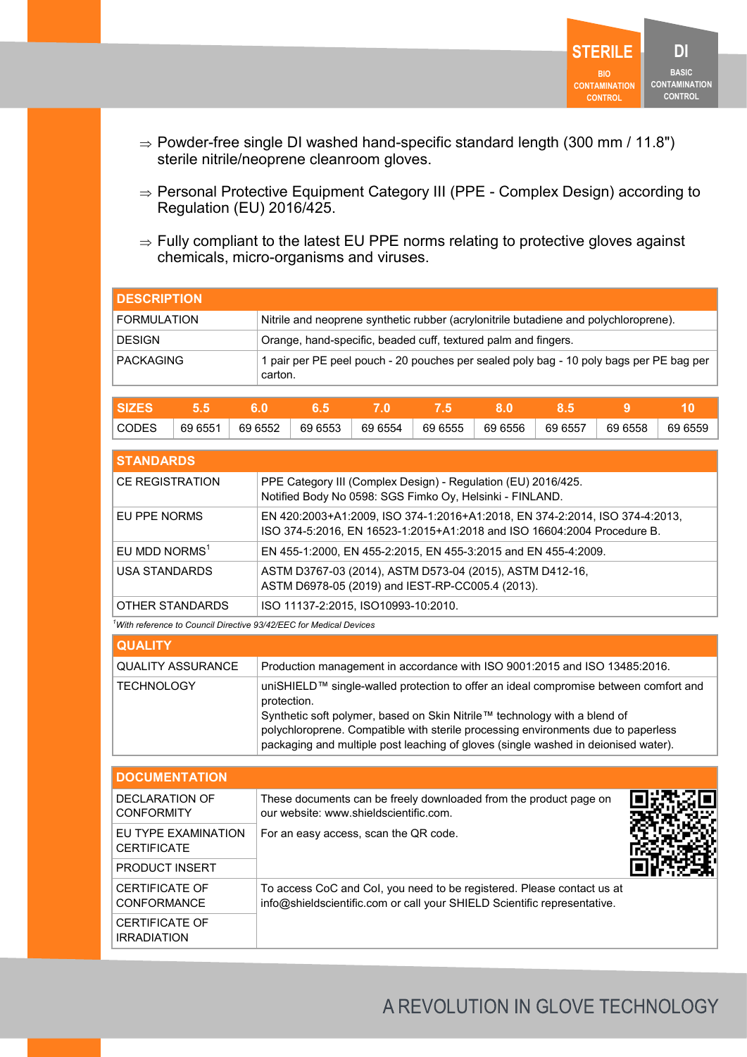STERILE — BIO CONTAMINATION CONTROL

DI — BASIC CONTAMINATION CONTROL

⇒ Powder-free single DI washed hand-specific standard length (300 mm / 11.8") sterile nitrile/neoprene cleanroom gloves.

⇒ Personal Protective Equipment Category III (PPE - Complex Design) according to Regulation (EU) 2016/425.

⇒ Fully compliant to the latest EU PPE norms relating to protective gloves against chemicals, micro-organisms and viruses.

| DESCRIPTION | |
|---|---|
| FORMULATION | Nitrile and neoprene synthetic rubber (acrylonitrile butadiene and polychloroprene). |
| DESIGN | Orange, hand-specific, beaded cuff, textured palm and fingers. |
| PACKAGING | 1 pair per PE peel pouch - 20 pouches per sealed poly bag - 10 poly bags per PE bag per carton. |

| SIZES | 5.5 | 6.0 | 6.5 | 7.0 | 7.5 | 8.0 | 8.5 | 9 | 10 |
|---|---|---|---|---|---|---|---|---|---|
| CODES | 69 6551 | 69 6552 | 69 6553 | 69 6554 | 69 6555 | 69 6556 | 69 6557 | 69 6558 | 69 6559 |

| STANDARDS | |
|---|---|
| CE REGISTRATION | PPE Category III (Complex Design) - Regulation (EU) 2016/425.<br>Notified Body No 0598: SGS Fimko Oy, Helsinki - FINLAND. |
| EU PPE NORMS | EN 420:2003+A1:2009, ISO 374-1:2016+A1:2018, EN 374-2:2014, ISO 374-4:2013, ISO 374-5:2016, EN 16523-1:2015+A1:2018 and ISO 16604:2004 Procedure B. |
| EU MDD NORMS[1] | EN 455-1:2000, EN 455-2:2015, EN 455-3:2015 and EN 455-4:2009. |
| USA STANDARDS | ASTM D3767-03 (2014), ASTM D573-04 (2015), ASTM D412-16,<br>ASTM D6978-05 (2019) and IEST-RP-CC005.4 (2013). |
| OTHER STANDARDS | ISO 11137-2:2015, ISO10993-10:2010. |

*[1]With reference to Council Directive 93/42/EEC for Medical Devices*

| QUALITY | |
|---|---|
| QUALITY ASSURANCE | Production management in accordance with ISO 9001:2015 and ISO 13485:2016. |
| TECHNOLOGY | uniSHIELD™ single-walled protection to offer an ideal compromise between comfort and protection.<br>Synthetic soft polymer, based on Skin Nitrile™ technology with a blend of polychloroprene. Compatible with sterile processing environments due to paperless packaging and multiple post leaching of gloves (single washed in deionised water). |

| DOCUMENTATION | |
|---|---|
| DECLARATION OF CONFORMITY | These documents can be freely downloaded from the product page on our website: www.shieldscientific.com.<br>For an easy access, scan the QR code. |
| EU TYPE EXAMINATION CERTIFICATE | |
| PRODUCT INSERT | |
| CERTIFICATE OF CONFORMANCE | To access CoC and CoI, you need to be registered. Please contact us at info@shieldscientific.com or call your SHIELD Scientific representative. |
| CERTIFICATE OF IRRADIATION | |

A REVOLUTION IN GLOVE TECHNOLOGY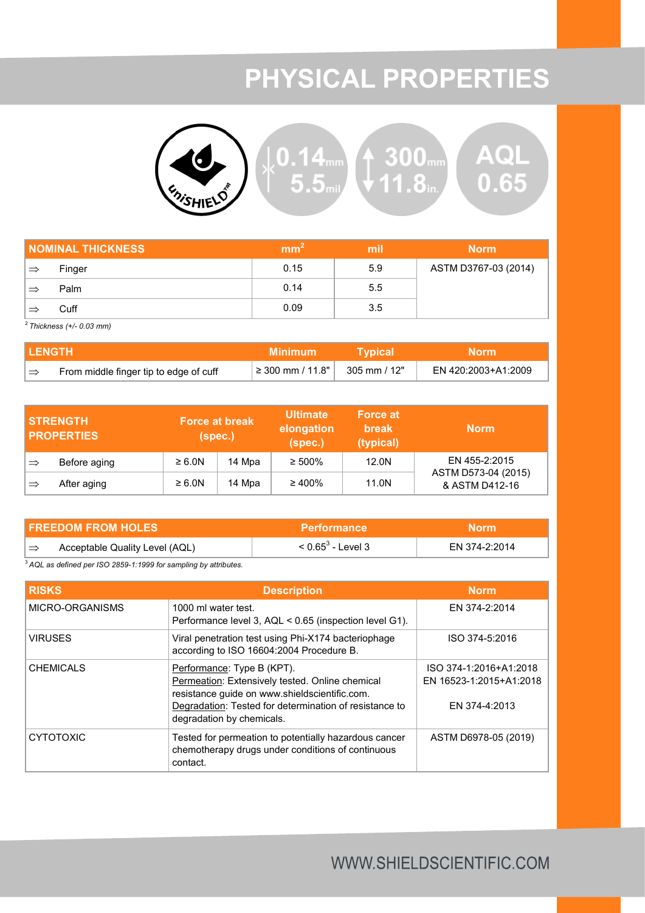# PHYSICAL PROPERTIES

UniSHIELD™ | 0.14 mm 5.5 mil | 300 mm 11.8 in. | AQL 0.65

| NOMINAL THICKNESS | | mm[2] | mil | Norm |
|---|---|---|---|---|
| ⇒ | Finger | 0.15 | 5.9 | ASTM D3767-03 (2014) |
| ⇒ | Palm | 0.14 | 5.5 | |
| ⇒ | Cuff | 0.09 | 3.5 | |

[2] *Thickness (+/- 0.03 mm)*

| LENGTH | | Minimum | Typical | Norm |
|---|---|---|---|---|
| ⇒ | From middle finger tip to edge of cuff | ≥ 300 mm / 11.8" | 305 mm / 12" | EN 420:2003+A1:2009 |

| STRENGTH PROPERTIES | | Force at break (spec.) | | Ultimate elongation (spec.) | Force at break (typical) | Norm |
|---|---|---|---|---|---|---|
| ⇒ | Before aging | ≥ 6.0N | 14 Mpa | ≥ 500% | 12.0N | EN 455-2:2015 ASTM D573-04 (2015) & ASTM D412-16 |
| ⇒ | After aging | ≥ 6.0N | 14 Mpa | ≥ 400% | 11.0N | |

| FREEDOM FROM HOLES | | Performance | Norm |
|---|---|---|---|
| ⇒ | Acceptable Quality Level (AQL) | < 0.65[3] - Level 3 | EN 374-2:2014 |

[3] *AQL as defined per ISO 2859-1:1999 for sampling by attributes.*

| RISKS | Description | Norm |
|---|---|---|
| MICRO-ORGANISMS | 1000 ml water test. Performance level 3, AQL < 0.65 (inspection level G1). | EN 374-2:2014 |
| VIRUSES | Viral penetration test using Phi-X174 bacteriophage according to ISO 16604:2004 Procedure B. | ISO 374-5:2016 |
| CHEMICALS | Performance: Type B (KPT). Permeation: Extensively tested. Online chemical resistance guide on www.shieldscientific.com. Degradation: Tested for determination of resistance to degradation by chemicals. | ISO 374-1:2016+A1:2018 EN 16523-1:2015+A1:2018 EN 374-4:2013 |
| CYTOTOXIC | Tested for permeation to potentially hazardous cancer chemotherapy drugs under conditions of continuous contact. | ASTM D6978-05 (2019) |

WWW.SHIELDSCIENTIFIC.COM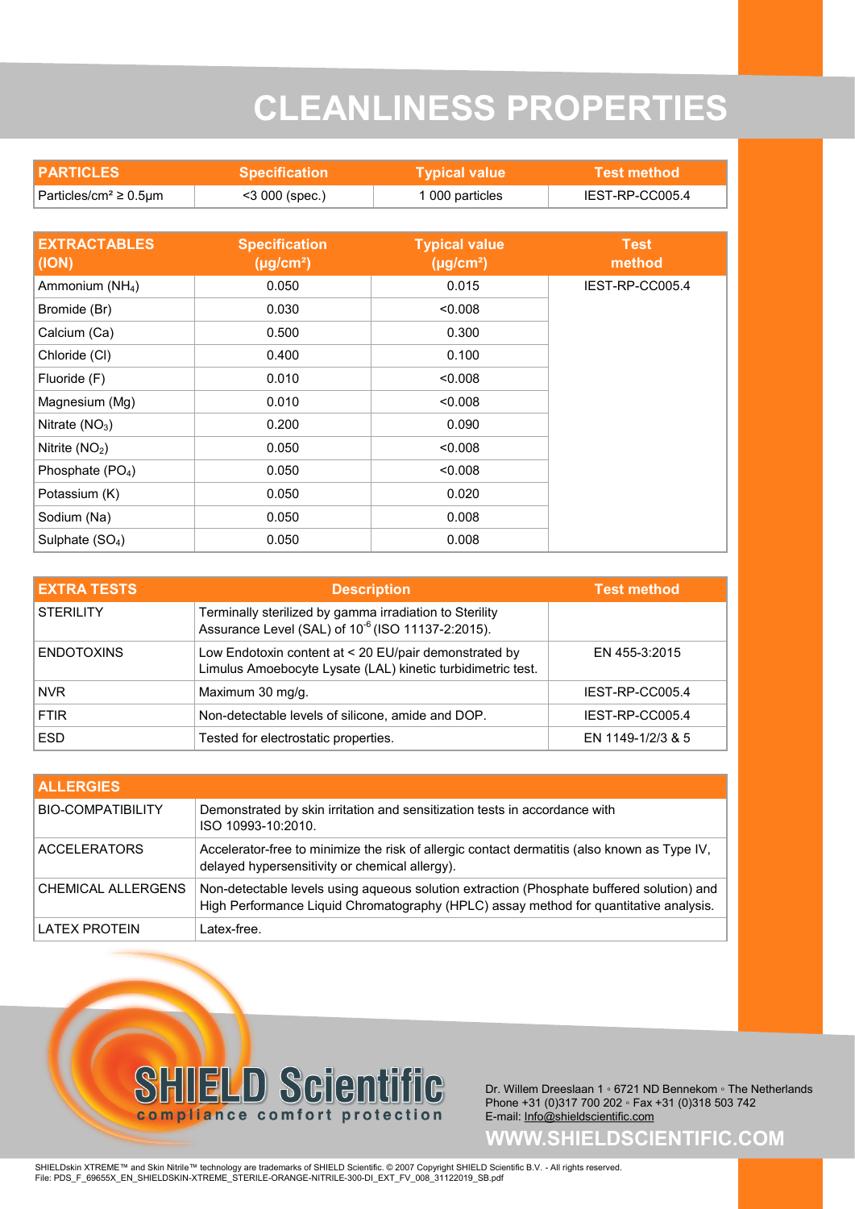# CLEANLINESS PROPERTIES

| PARTICLES | Specification | Typical value | Test method |
|---|---|---|---|
| Particles/cm² ≥ 0.5µm | <3 000 (spec.) | 1 000 particles | IEST-RP-CC005.4 |

| EXTRACTABLES (ION) | Specification (µg/cm²) | Typical value (µg/cm²) | Test method |
|---|---|---|---|
| Ammonium ($NH_4$) | 0.050 | 0.015 | IEST-RP-CC005.4 |
| Bromide (Br) | 0.030 | <0.008 | |
| Calcium (Ca) | 0.500 | 0.300 | |
| Chloride (Cl) | 0.400 | 0.100 | |
| Fluoride (F) | 0.010 | <0.008 | |
| Magnesium (Mg) | 0.010 | <0.008 | |
| Nitrate ($NO_3$) | 0.200 | 0.090 | |
| Nitrite ($NO_2$) | 0.050 | <0.008 | |
| Phosphate ($PO_4$) | 0.050 | <0.008 | |
| Potassium (K) | 0.050 | 0.020 | |
| Sodium (Na) | 0.050 | 0.008 | |
| Sulphate ($SO_4$) | 0.050 | 0.008 | |

| EXTRA TESTS | Description | Test method |
|---|---|---|
| STERILITY | Terminally sterilized by gamma irradiation to Sterility Assurance Level (SAL) of $10^{-6}$ (ISO 11137-2:2015). | |
| ENDOTOXINS | Low Endotoxin content at < 20 EU/pair demonstrated by Limulus Amoebocyte Lysate (LAL) kinetic turbidimetric test. | EN 455-3:2015 |
| NVR | Maximum 30 mg/g. | IEST-RP-CC005.4 |
| FTIR | Non-detectable levels of silicone, amide and DOP. | IEST-RP-CC005.4 |
| ESD | Tested for electrostatic properties. | EN 1149-1/2/3 & 5 |

| ALLERGIES | |
|---|---|
| BIO-COMPATIBILITY | Demonstrated by skin irritation and sensitization tests in accordance with ISO 10993-10:2010. |
| ACCELERATORS | Accelerator-free to minimize the risk of allergic contact dermatitis (also known as Type IV, delayed hypersensitivity or chemical allergy). |
| CHEMICAL ALLERGENS | Non-detectable levels using aqueous solution extraction (Phosphate buffered solution) and High Performance Liquid Chromatography (HPLC) assay method for quantitative analysis. |
| LATEX PROTEIN | Latex-free. |

SHIELD Scientific
compliance comfort protection

Dr. Willem Dreeslaan 1 ◦ 6721 ND Bennekom ◦ The Netherlands
Phone +31 (0)317 700 202 ◦ Fax +31 (0)318 503 742
E-mail: Info@shieldscientific.com

WWW.SHIELDSCIENTIFIC.COM

SHIELDskin XTREME™ and Skin Nitrile™ technology are trademarks of SHIELD Scientific. © 2007 Copyright SHIELD Scientific B.V. - All rights reserved.
File: PDS_F_69655X_EN_SHIELDSKIN-XTREME_STERILE-ORANGE-NITRILE-300-DI_EXT_FV_008_31122019_SB.pdf